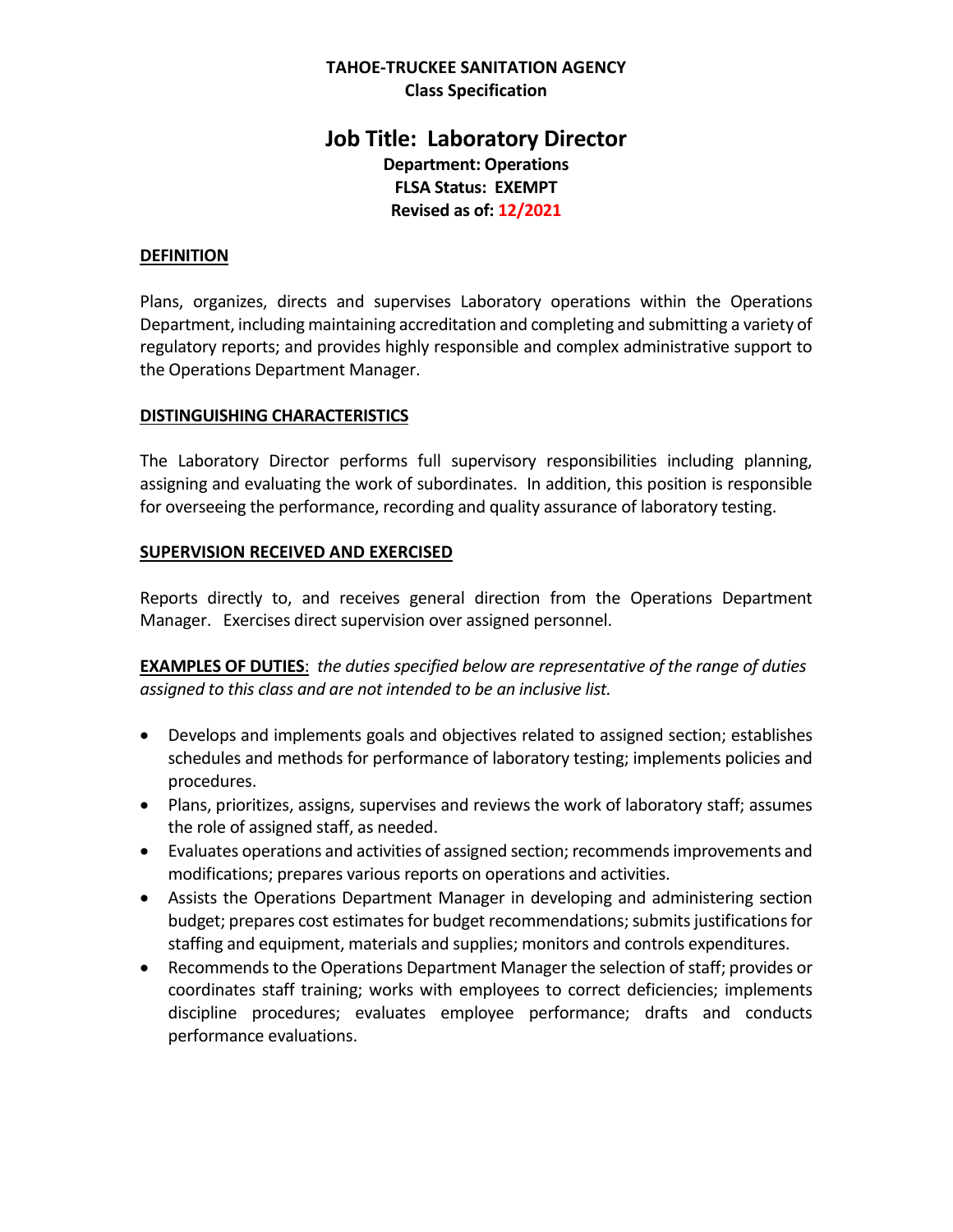**TAHOE-TRUCKEE SANITATION AGENCY**
**Class Specification**

# Job Title: Laboratory Director

**Department: Operations**
**FLSA Status: EXEMPT**
**Revised as of: 12/2021**

## DEFINITION

Plans, organizes, directs and supervises Laboratory operations within the Operations Department, including maintaining accreditation and completing and submitting a variety of regulatory reports; and provides highly responsible and complex administrative support to the Operations Department Manager.

## DISTINGUISHING CHARACTERISTICS

The Laboratory Director performs full supervisory responsibilities including planning, assigning and evaluating the work of subordinates. In addition, this position is responsible for overseeing the performance, recording and quality assurance of laboratory testing.

## SUPERVISION RECEIVED AND EXERCISED

Reports directly to, and receives general direction from the Operations Department Manager. Exercises direct supervision over assigned personnel.

**EXAMPLES OF DUTIES**: *the duties specified below are representative of the range of duties assigned to this class and are not intended to be an inclusive list.*

- Develops and implements goals and objectives related to assigned section; establishes schedules and methods for performance of laboratory testing; implements policies and procedures.
- Plans, prioritizes, assigns, supervises and reviews the work of laboratory staff; assumes the role of assigned staff, as needed.
- Evaluates operations and activities of assigned section; recommends improvements and modifications; prepares various reports on operations and activities.
- Assists the Operations Department Manager in developing and administering section budget; prepares cost estimates for budget recommendations; submits justifications for staffing and equipment, materials and supplies; monitors and controls expenditures.
- Recommends to the Operations Department Manager the selection of staff; provides or coordinates staff training; works with employees to correct deficiencies; implements discipline procedures; evaluates employee performance; drafts and conducts performance evaluations.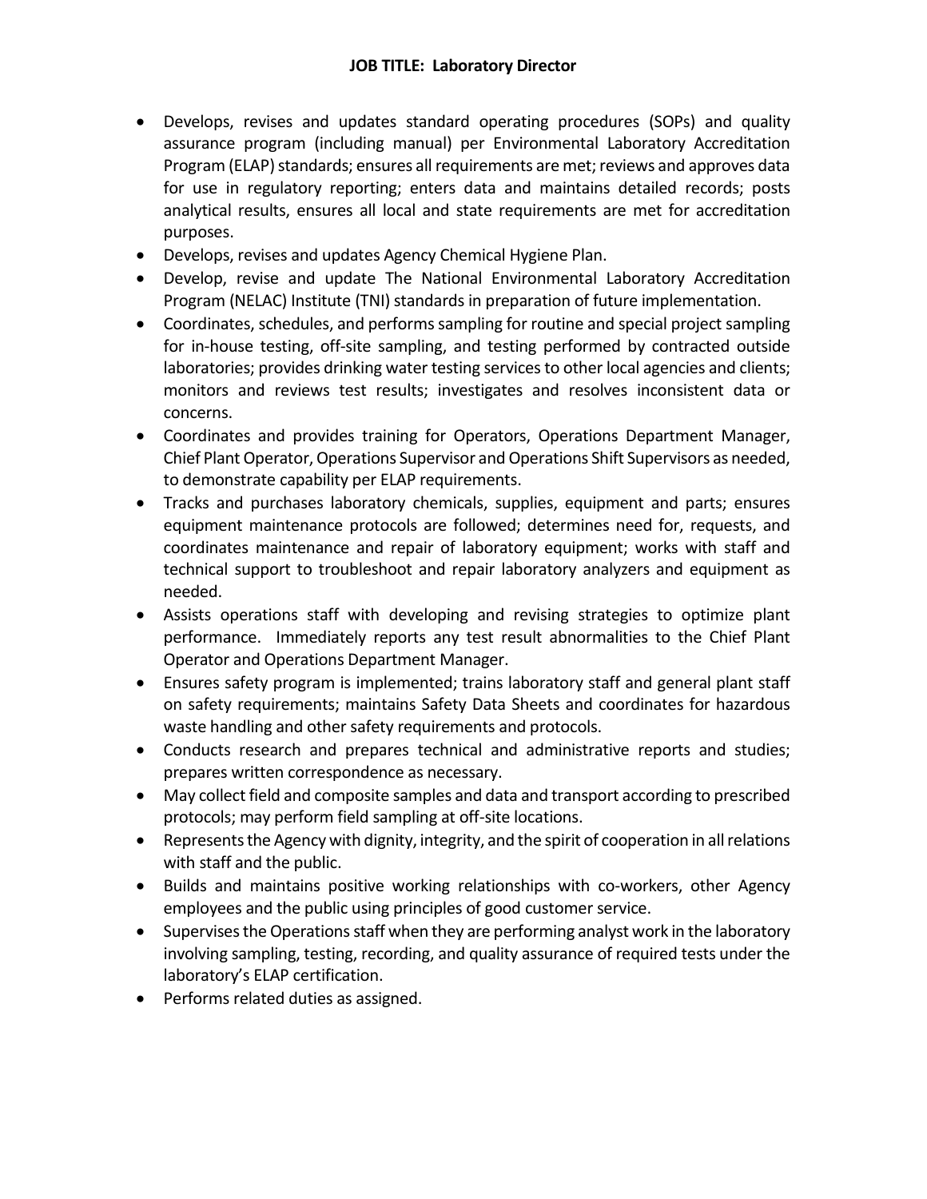**JOB TITLE: Laboratory Director**

- Develops, revises and updates standard operating procedures (SOPs) and quality assurance program (including manual) per Environmental Laboratory Accreditation Program (ELAP) standards; ensures all requirements are met; reviews and approves data for use in regulatory reporting; enters data and maintains detailed records; posts analytical results, ensures all local and state requirements are met for accreditation purposes.
- Develops, revises and updates Agency Chemical Hygiene Plan.
- Develop, revise and update The National Environmental Laboratory Accreditation Program (NELAC) Institute (TNI) standards in preparation of future implementation.
- Coordinates, schedules, and performs sampling for routine and special project sampling for in-house testing, off-site sampling, and testing performed by contracted outside laboratories; provides drinking water testing services to other local agencies and clients; monitors and reviews test results; investigates and resolves inconsistent data or concerns.
- Coordinates and provides training for Operators, Operations Department Manager, Chief Plant Operator, Operations Supervisor and Operations Shift Supervisors as needed, to demonstrate capability per ELAP requirements.
- Tracks and purchases laboratory chemicals, supplies, equipment and parts; ensures equipment maintenance protocols are followed; determines need for, requests, and coordinates maintenance and repair of laboratory equipment; works with staff and technical support to troubleshoot and repair laboratory analyzers and equipment as needed.
- Assists operations staff with developing and revising strategies to optimize plant performance. Immediately reports any test result abnormalities to the Chief Plant Operator and Operations Department Manager.
- Ensures safety program is implemented; trains laboratory staff and general plant staff on safety requirements; maintains Safety Data Sheets and coordinates for hazardous waste handling and other safety requirements and protocols.
- Conducts research and prepares technical and administrative reports and studies; prepares written correspondence as necessary.
- May collect field and composite samples and data and transport according to prescribed protocols; may perform field sampling at off-site locations.
- Represents the Agency with dignity, integrity, and the spirit of cooperation in all relations with staff and the public.
- Builds and maintains positive working relationships with co-workers, other Agency employees and the public using principles of good customer service.
- Supervises the Operations staff when they are performing analyst work in the laboratory involving sampling, testing, recording, and quality assurance of required tests under the laboratory's ELAP certification.
- Performs related duties as assigned.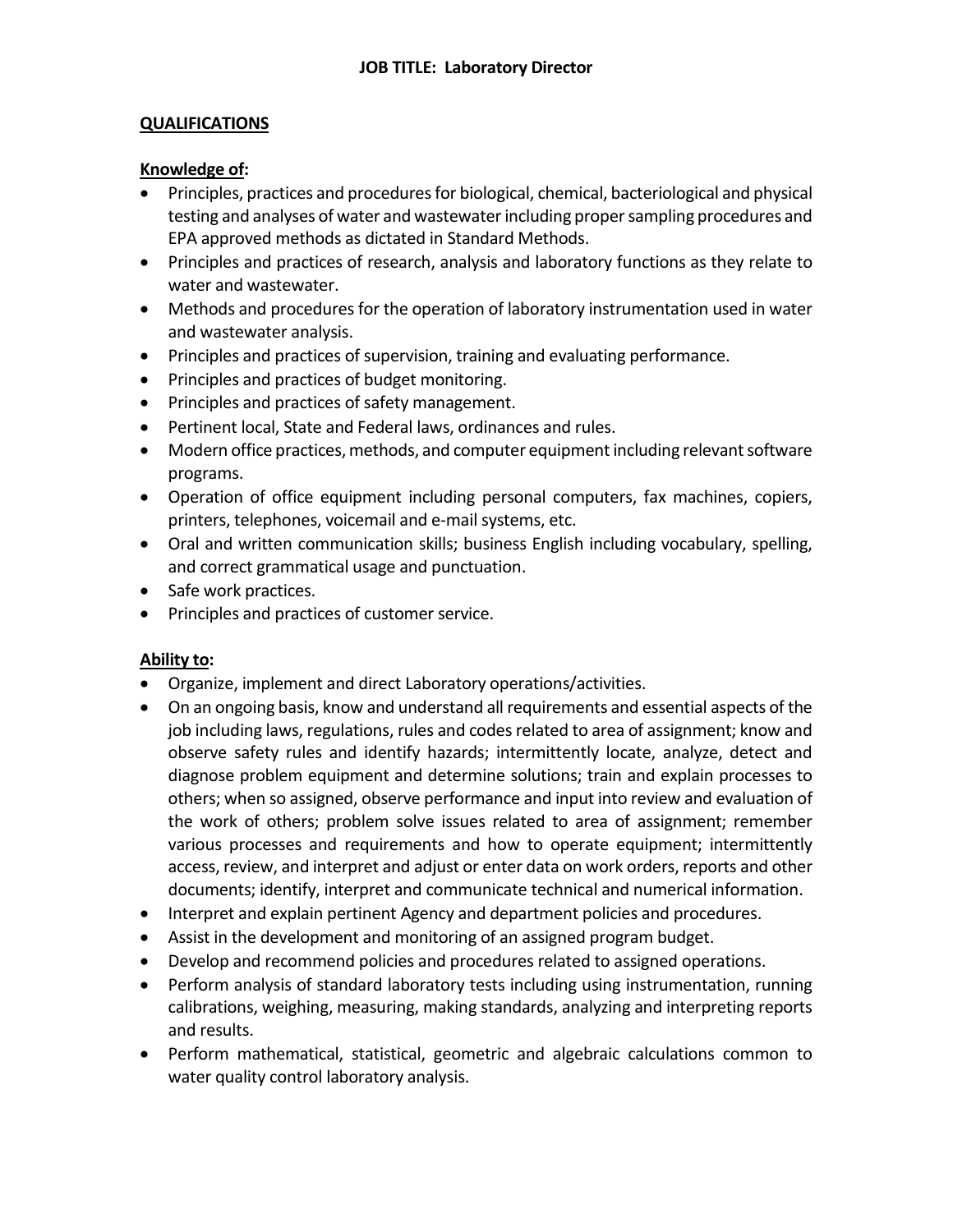**JOB TITLE: Laboratory Director**

## QUALIFICATIONS

### Knowledge of:

- Principles, practices and procedures for biological, chemical, bacteriological and physical testing and analyses of water and wastewater including proper sampling procedures and EPA approved methods as dictated in Standard Methods.
- Principles and practices of research, analysis and laboratory functions as they relate to water and wastewater.
- Methods and procedures for the operation of laboratory instrumentation used in water and wastewater analysis.
- Principles and practices of supervision, training and evaluating performance.
- Principles and practices of budget monitoring.
- Principles and practices of safety management.
- Pertinent local, State and Federal laws, ordinances and rules.
- Modern office practices, methods, and computer equipment including relevant software programs.
- Operation of office equipment including personal computers, fax machines, copiers, printers, telephones, voicemail and e-mail systems, etc.
- Oral and written communication skills; business English including vocabulary, spelling, and correct grammatical usage and punctuation.
- Safe work practices.
- Principles and practices of customer service.

### Ability to:

- Organize, implement and direct Laboratory operations/activities.
- On an ongoing basis, know and understand all requirements and essential aspects of the job including laws, regulations, rules and codes related to area of assignment; know and observe safety rules and identify hazards; intermittently locate, analyze, detect and diagnose problem equipment and determine solutions; train and explain processes to others; when so assigned, observe performance and input into review and evaluation of the work of others; problem solve issues related to area of assignment; remember various processes and requirements and how to operate equipment; intermittently access, review, and interpret and adjust or enter data on work orders, reports and other documents; identify, interpret and communicate technical and numerical information.
- Interpret and explain pertinent Agency and department policies and procedures.
- Assist in the development and monitoring of an assigned program budget.
- Develop and recommend policies and procedures related to assigned operations.
- Perform analysis of standard laboratory tests including using instrumentation, running calibrations, weighing, measuring, making standards, analyzing and interpreting reports and results.
- Perform mathematical, statistical, geometric and algebraic calculations common to water quality control laboratory analysis.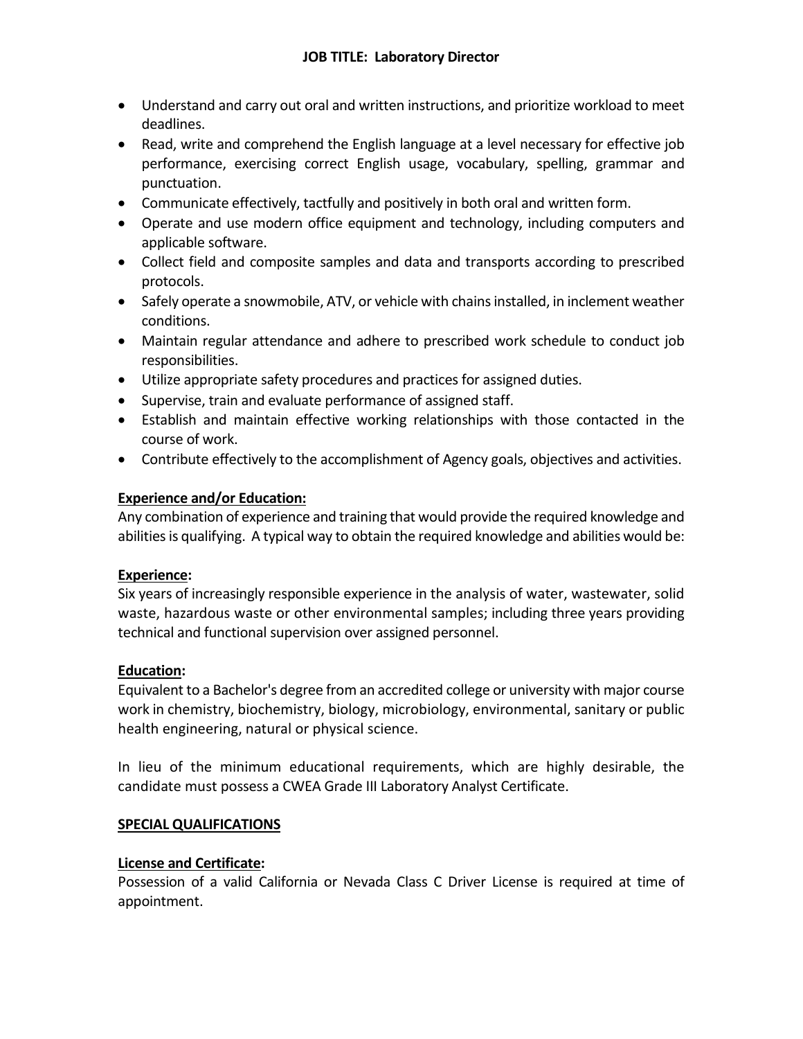**JOB TITLE: Laboratory Director**

- Understand and carry out oral and written instructions, and prioritize workload to meet deadlines.
- Read, write and comprehend the English language at a level necessary for effective job performance, exercising correct English usage, vocabulary, spelling, grammar and punctuation.
- Communicate effectively, tactfully and positively in both oral and written form.
- Operate and use modern office equipment and technology, including computers and applicable software.
- Collect field and composite samples and data and transports according to prescribed protocols.
- Safely operate a snowmobile, ATV, or vehicle with chains installed, in inclement weather conditions.
- Maintain regular attendance and adhere to prescribed work schedule to conduct job responsibilities.
- Utilize appropriate safety procedures and practices for assigned duties.
- Supervise, train and evaluate performance of assigned staff.
- Establish and maintain effective working relationships with those contacted in the course of work.
- Contribute effectively to the accomplishment of Agency goals, objectives and activities.

**Experience and/or Education:**

Any combination of experience and training that would provide the required knowledge and abilities is qualifying. A typical way to obtain the required knowledge and abilities would be:

**Experience:**

Six years of increasingly responsible experience in the analysis of water, wastewater, solid waste, hazardous waste or other environmental samples; including three years providing technical and functional supervision over assigned personnel.

**Education:**

Equivalent to a Bachelor's degree from an accredited college or university with major course work in chemistry, biochemistry, biology, microbiology, environmental, sanitary or public health engineering, natural or physical science.

In lieu of the minimum educational requirements, which are highly desirable, the candidate must possess a CWEA Grade III Laboratory Analyst Certificate.

**SPECIAL QUALIFICATIONS**

**License and Certificate:**

Possession of a valid California or Nevada Class C Driver License is required at time of appointment.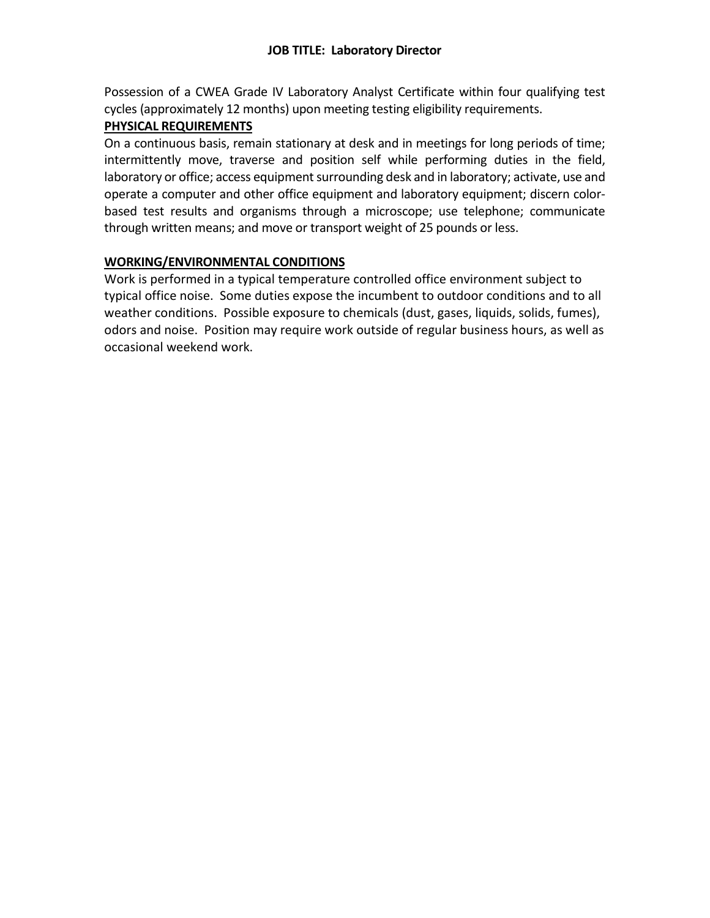**JOB TITLE: Laboratory Director**

Possession of a CWEA Grade IV Laboratory Analyst Certificate within four qualifying test cycles (approximately 12 months) upon meeting testing eligibility requirements.

**PHYSICAL REQUIREMENTS**

On a continuous basis, remain stationary at desk and in meetings for long periods of time; intermittently move, traverse and position self while performing duties in the field, laboratory or office; access equipment surrounding desk and in laboratory; activate, use and operate a computer and other office equipment and laboratory equipment; discern color-based test results and organisms through a microscope; use telephone; communicate through written means; and move or transport weight of 25 pounds or less.

**WORKING/ENVIRONMENTAL CONDITIONS**

Work is performed in a typical temperature controlled office environment subject to typical office noise. Some duties expose the incumbent to outdoor conditions and to all weather conditions. Possible exposure to chemicals (dust, gases, liquids, solids, fumes), odors and noise. Position may require work outside of regular business hours, as well as occasional weekend work.